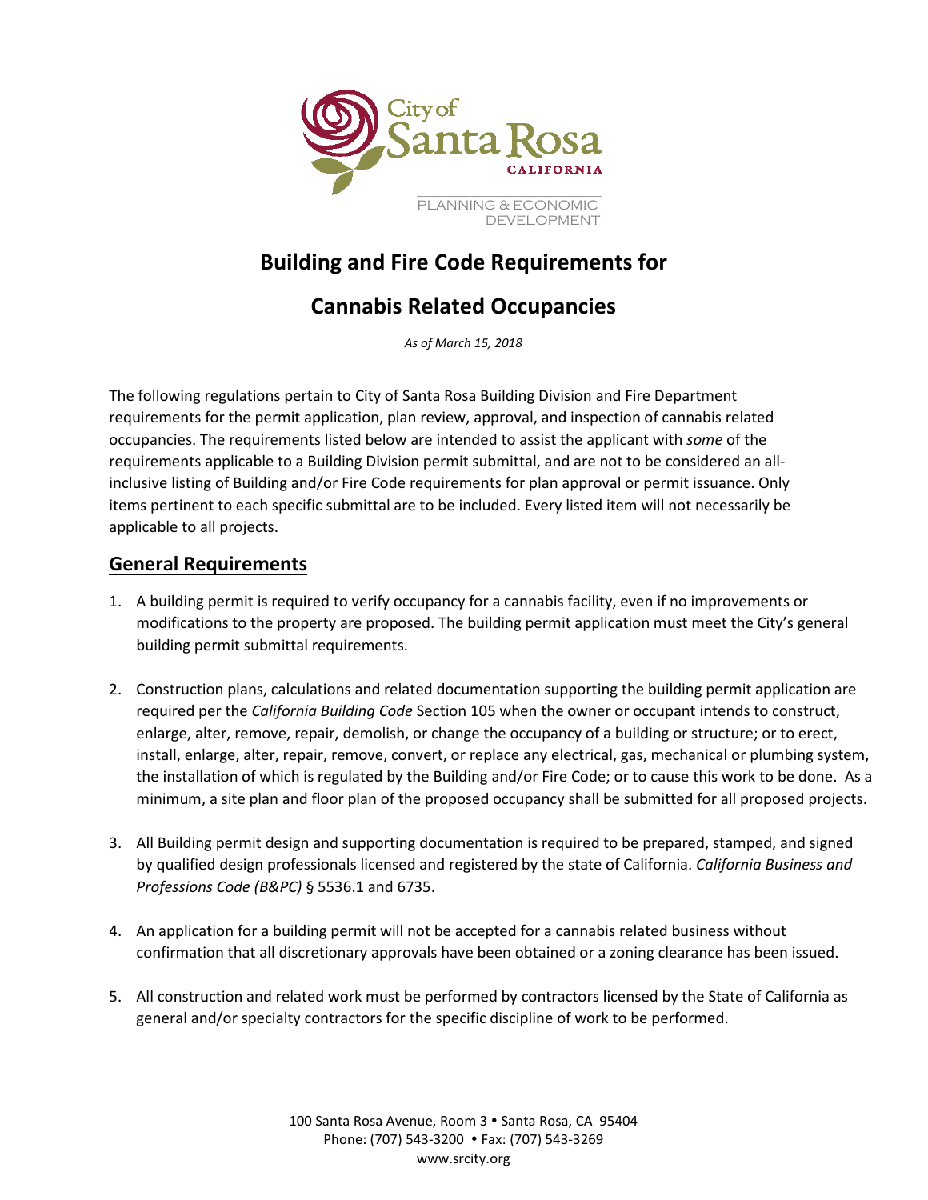City of Santa Rosa
CALIFORNIA

PLANNING & ECONOMIC DEVELOPMENT

# Building and Fire Code Requirements for

# Cannabis Related Occupancies

*As of March 15, 2018*

The following regulations pertain to City of Santa Rosa Building Division and Fire Department requirements for the permit application, plan review, approval, and inspection of cannabis related occupancies. The requirements listed below are intended to assist the applicant with *some* of the requirements applicable to a Building Division permit submittal, and are not to be considered an all-inclusive listing of Building and/or Fire Code requirements for plan approval or permit issuance. Only items pertinent to each specific submittal are to be included. Every listed item will not necessarily be applicable to all projects.

## General Requirements

1. A building permit is required to verify occupancy for a cannabis facility, even if no improvements or modifications to the property are proposed. The building permit application must meet the City's general building permit submittal requirements.

2. Construction plans, calculations and related documentation supporting the building permit application are required per the *California Building Code* Section 105 when the owner or occupant intends to construct, enlarge, alter, remove, repair, demolish, or change the occupancy of a building or structure; or to erect, install, enlarge, alter, repair, remove, convert, or replace any electrical, gas, mechanical or plumbing system, the installation of which is regulated by the Building and/or Fire Code; or to cause this work to be done. As a minimum, a site plan and floor plan of the proposed occupancy shall be submitted for all proposed projects.

3. All Building permit design and supporting documentation is required to be prepared, stamped, and signed by qualified design professionals licensed and registered by the state of California. *California Business and Professions Code (B&PC)* § 5536.1 and 6735.

4. An application for a building permit will not be accepted for a cannabis related business without confirmation that all discretionary approvals have been obtained or a zoning clearance has been issued.

5. All construction and related work must be performed by contractors licensed by the State of California as general and/or specialty contractors for the specific discipline of work to be performed.

100 Santa Rosa Avenue, Room 3 • Santa Rosa, CA 95404
Phone: (707) 543-3200 • Fax: (707) 543-3269
www.srcity.org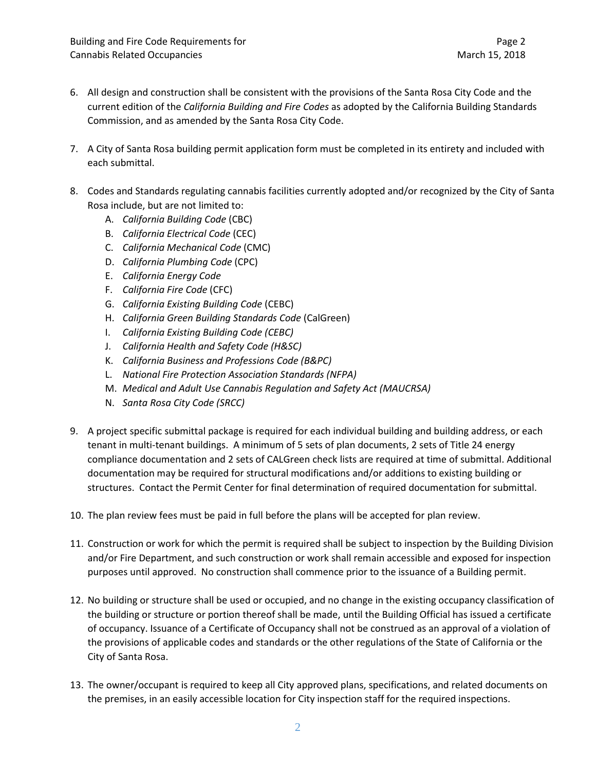6. All design and construction shall be consistent with the provisions of the Santa Rosa City Code and the current edition of the *California Building and Fire Codes* as adopted by the California Building Standards Commission, and as amended by the Santa Rosa City Code.

7. A City of Santa Rosa building permit application form must be completed in its entirety and included with each submittal.

8. Codes and Standards regulating cannabis facilities currently adopted and/or recognized by the City of Santa Rosa include, but are not limited to:
   A. *California Building Code* (CBC)
   B. *California Electrical Code* (CEC)
   C. *California Mechanical Code* (CMC)
   D. *California Plumbing Code* (CPC)
   E. *California Energy Code*
   F. *California Fire Code* (CFC)
   G. *California Existing Building Code* (CEBC)
   H. *California Green Building Standards Code* (CalGreen)
   I. *California Existing Building Code (CEBC)*
   J. *California Health and Safety Code (H&SC)*
   K. *California Business and Professions Code (B&PC)*
   L. *National Fire Protection Association Standards (NFPA)*
   M. *Medical and Adult Use Cannabis Regulation and Safety Act (MAUCRSA)*
   N. *Santa Rosa City Code (SRCC)*

9. A project specific submittal package is required for each individual building and building address, or each tenant in multi-tenant buildings. A minimum of 5 sets of plan documents, 2 sets of Title 24 energy compliance documentation and 2 sets of CALGreen check lists are required at time of submittal. Additional documentation may be required for structural modifications and/or additions to existing building or structures. Contact the Permit Center for final determination of required documentation for submittal.

10. The plan review fees must be paid in full before the plans will be accepted for plan review.

11. Construction or work for which the permit is required shall be subject to inspection by the Building Division and/or Fire Department, and such construction or work shall remain accessible and exposed for inspection purposes until approved. No construction shall commence prior to the issuance of a Building permit.

12. No building or structure shall be used or occupied, and no change in the existing occupancy classification of the building or structure or portion thereof shall be made, until the Building Official has issued a certificate of occupancy. Issuance of a Certificate of Occupancy shall not be construed as an approval of a violation of the provisions of applicable codes and standards or the other regulations of the State of California or the City of Santa Rosa.

13. The owner/occupant is required to keep all City approved plans, specifications, and related documents on the premises, in an easily accessible location for City inspection staff for the required inspections.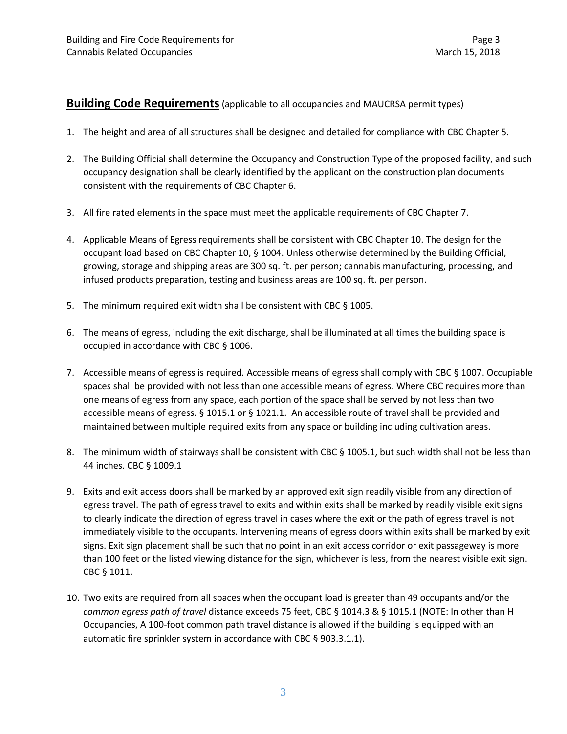## **Building Code Requirements** (applicable to all occupancies and MAUCRSA permit types)

1. The height and area of all structures shall be designed and detailed for compliance with CBC Chapter 5.
2. The Building Official shall determine the Occupancy and Construction Type of the proposed facility, and such occupancy designation shall be clearly identified by the applicant on the construction plan documents consistent with the requirements of CBC Chapter 6.
3. All fire rated elements in the space must meet the applicable requirements of CBC Chapter 7.
4. Applicable Means of Egress requirements shall be consistent with CBC Chapter 10. The design for the occupant load based on CBC Chapter 10, § 1004. Unless otherwise determined by the Building Official, growing, storage and shipping areas are 300 sq. ft. per person; cannabis manufacturing, processing, and infused products preparation, testing and business areas are 100 sq. ft. per person.
5. The minimum required exit width shall be consistent with CBC § 1005.
6. The means of egress, including the exit discharge, shall be illuminated at all times the building space is occupied in accordance with CBC § 1006.
7. Accessible means of egress is required. Accessible means of egress shall comply with CBC § 1007. Occupiable spaces shall be provided with not less than one accessible means of egress. Where CBC requires more than one means of egress from any space, each portion of the space shall be served by not less than two accessible means of egress. § 1015.1 or § 1021.1. An accessible route of travel shall be provided and maintained between multiple required exits from any space or building including cultivation areas.
8. The minimum width of stairways shall be consistent with CBC § 1005.1, but such width shall not be less than 44 inches. CBC § 1009.1
9. Exits and exit access doors shall be marked by an approved exit sign readily visible from any direction of egress travel. The path of egress travel to exits and within exits shall be marked by readily visible exit signs to clearly indicate the direction of egress travel in cases where the exit or the path of egress travel is not immediately visible to the occupants. Intervening means of egress doors within exits shall be marked by exit signs. Exit sign placement shall be such that no point in an exit access corridor or exit passageway is more than 100 feet or the listed viewing distance for the sign, whichever is less, from the nearest visible exit sign. CBC § 1011.
10. Two exits are required from all spaces when the occupant load is greater than 49 occupants and/or the *common egress path of travel* distance exceeds 75 feet, CBC § 1014.3 & § 1015.1 (NOTE: In other than H Occupancies, A 100-foot common path travel distance is allowed if the building is equipped with an automatic fire sprinkler system in accordance with CBC § 903.3.1.1).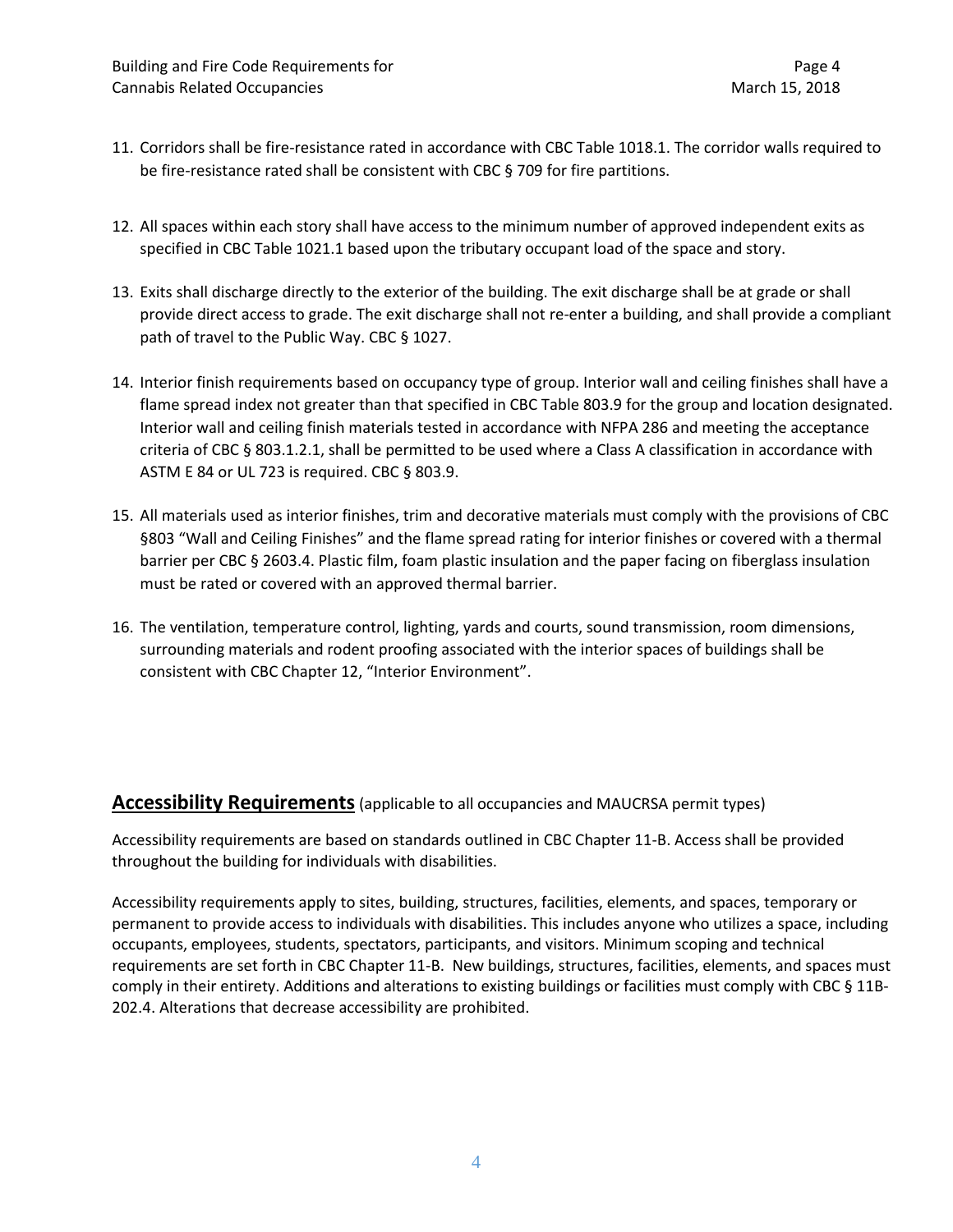11. Corridors shall be fire-resistance rated in accordance with CBC Table 1018.1. The corridor walls required to be fire-resistance rated shall be consistent with CBC § 709 for fire partitions.

12. All spaces within each story shall have access to the minimum number of approved independent exits as specified in CBC Table 1021.1 based upon the tributary occupant load of the space and story.

13. Exits shall discharge directly to the exterior of the building. The exit discharge shall be at grade or shall provide direct access to grade. The exit discharge shall not re-enter a building, and shall provide a compliant path of travel to the Public Way. CBC § 1027.

14. Interior finish requirements based on occupancy type of group. Interior wall and ceiling finishes shall have a flame spread index not greater than that specified in CBC Table 803.9 for the group and location designated. Interior wall and ceiling finish materials tested in accordance with NFPA 286 and meeting the acceptance criteria of CBC § 803.1.2.1, shall be permitted to be used where a Class A classification in accordance with ASTM E 84 or UL 723 is required. CBC § 803.9.

15. All materials used as interior finishes, trim and decorative materials must comply with the provisions of CBC §803 "Wall and Ceiling Finishes" and the flame spread rating for interior finishes or covered with a thermal barrier per CBC § 2603.4. Plastic film, foam plastic insulation and the paper facing on fiberglass insulation must be rated or covered with an approved thermal barrier.

16. The ventilation, temperature control, lighting, yards and courts, sound transmission, room dimensions, surrounding materials and rodent proofing associated with the interior spaces of buildings shall be consistent with CBC Chapter 12, "Interior Environment".

## Accessibility Requirements (applicable to all occupancies and MAUCRSA permit types)

Accessibility requirements are based on standards outlined in CBC Chapter 11-B. Access shall be provided throughout the building for individuals with disabilities.

Accessibility requirements apply to sites, building, structures, facilities, elements, and spaces, temporary or permanent to provide access to individuals with disabilities. This includes anyone who utilizes a space, including occupants, employees, students, spectators, participants, and visitors. Minimum scoping and technical requirements are set forth in CBC Chapter 11-B. New buildings, structures, facilities, elements, and spaces must comply in their entirety. Additions and alterations to existing buildings or facilities must comply with CBC § 11B-202.4. Alterations that decrease accessibility are prohibited.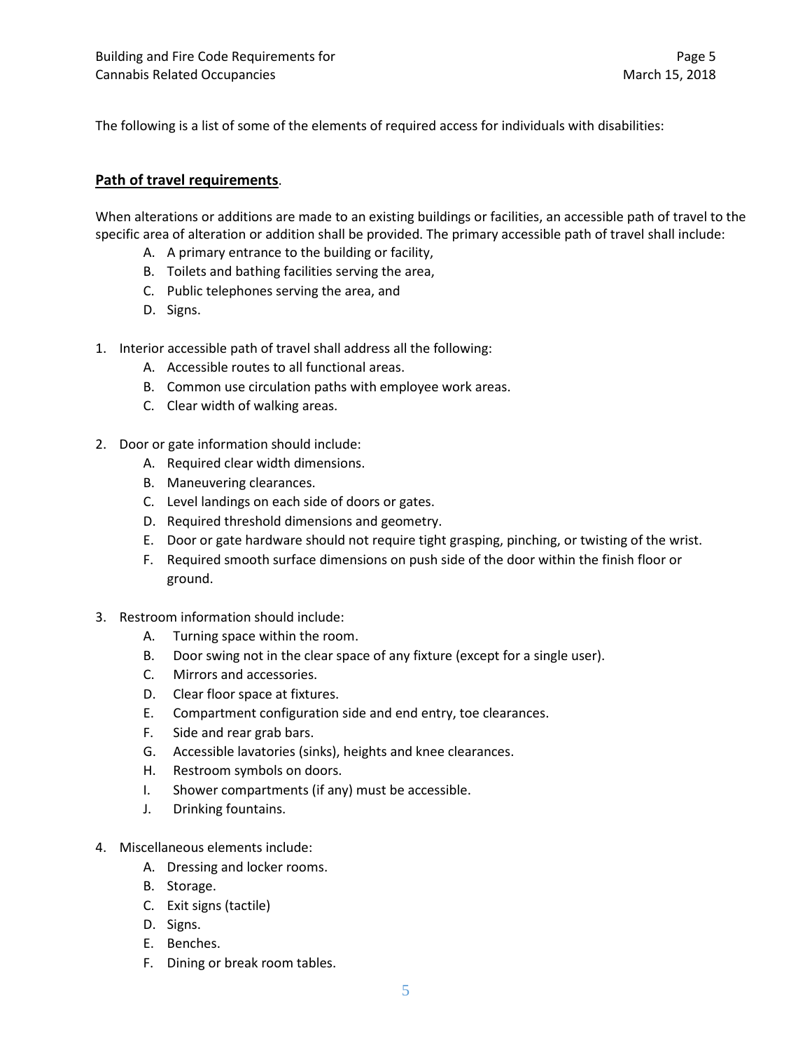The following is a list of some of the elements of required access for individuals with disabilities:

**Path of travel requirements**.

When alterations or additions are made to an existing buildings or facilities, an accessible path of travel to the specific area of alteration or addition shall be provided. The primary accessible path of travel shall include:

A. A primary entrance to the building or facility,
B. Toilets and bathing facilities serving the area,
C. Public telephones serving the area, and
D. Signs.

1. Interior accessible path of travel shall address all the following:
   A. Accessible routes to all functional areas.
   B. Common use circulation paths with employee work areas.
   C. Clear width of walking areas.

2. Door or gate information should include:
   A. Required clear width dimensions.
   B. Maneuvering clearances.
   C. Level landings on each side of doors or gates.
   D. Required threshold dimensions and geometry.
   E. Door or gate hardware should not require tight grasping, pinching, or twisting of the wrist.
   F. Required smooth surface dimensions on push side of the door within the finish floor or ground.

3. Restroom information should include:
   A. Turning space within the room.
   B. Door swing not in the clear space of any fixture (except for a single user).
   C. Mirrors and accessories.
   D. Clear floor space at fixtures.
   E. Compartment configuration side and end entry, toe clearances.
   F. Side and rear grab bars.
   G. Accessible lavatories (sinks), heights and knee clearances.
   H. Restroom symbols on doors.
   I. Shower compartments (if any) must be accessible.
   J. Drinking fountains.

4. Miscellaneous elements include:
   A. Dressing and locker rooms.
   B. Storage.
   C. Exit signs (tactile)
   D. Signs.
   E. Benches.
   F. Dining or break room tables.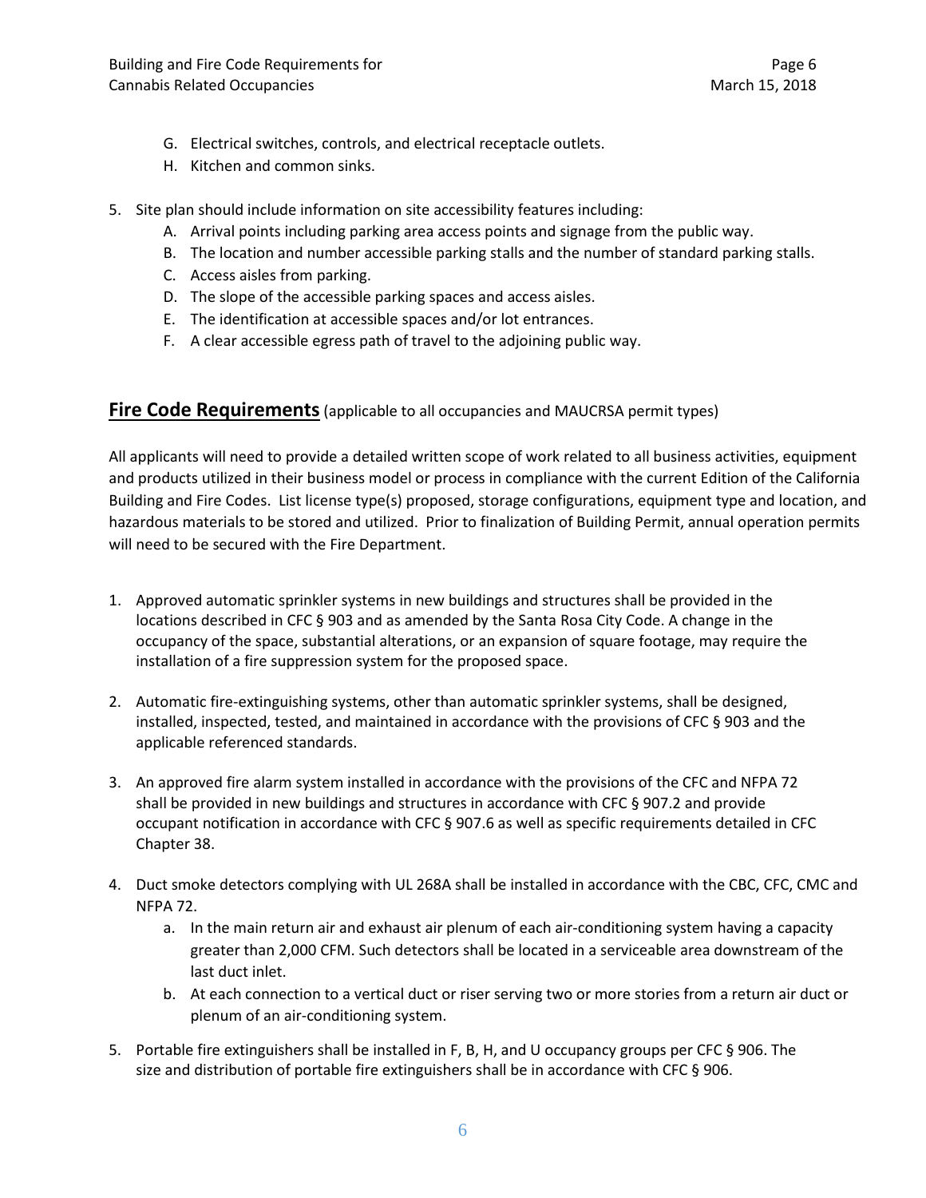G. Electrical switches, controls, and electrical receptacle outlets.
   H. Kitchen and common sinks.

5. Site plan should include information on site accessibility features including:
   A. Arrival points including parking area access points and signage from the public way.
   B. The location and number accessible parking stalls and the number of standard parking stalls.
   C. Access aisles from parking.
   D. The slope of the accessible parking spaces and access aisles.
   E. The identification at accessible spaces and/or lot entrances.
   F. A clear accessible egress path of travel to the adjoining public way.

## **Fire Code Requirements** (applicable to all occupancies and MAUCRSA permit types)

All applicants will need to provide a detailed written scope of work related to all business activities, equipment and products utilized in their business model or process in compliance with the current Edition of the California Building and Fire Codes. List license type(s) proposed, storage configurations, equipment type and location, and hazardous materials to be stored and utilized. Prior to finalization of Building Permit, annual operation permits will need to be secured with the Fire Department.

1. Approved automatic sprinkler systems in new buildings and structures shall be provided in the locations described in CFC § 903 and as amended by the Santa Rosa City Code. A change in the occupancy of the space, substantial alterations, or an expansion of square footage, may require the installation of a fire suppression system for the proposed space.

2. Automatic fire-extinguishing systems, other than automatic sprinkler systems, shall be designed, installed, inspected, tested, and maintained in accordance with the provisions of CFC § 903 and the applicable referenced standards.

3. An approved fire alarm system installed in accordance with the provisions of the CFC and NFPA 72 shall be provided in new buildings and structures in accordance with CFC § 907.2 and provide occupant notification in accordance with CFC § 907.6 as well as specific requirements detailed in CFC Chapter 38.

4. Duct smoke detectors complying with UL 268A shall be installed in accordance with the CBC, CFC, CMC and NFPA 72.
   a. In the main return air and exhaust air plenum of each air-conditioning system having a capacity greater than 2,000 CFM. Such detectors shall be located in a serviceable area downstream of the last duct inlet.
   b. At each connection to a vertical duct or riser serving two or more stories from a return air duct or plenum of an air-conditioning system.

5. Portable fire extinguishers shall be installed in F, B, H, and U occupancy groups per CFC § 906. The size and distribution of portable fire extinguishers shall be in accordance with CFC § 906.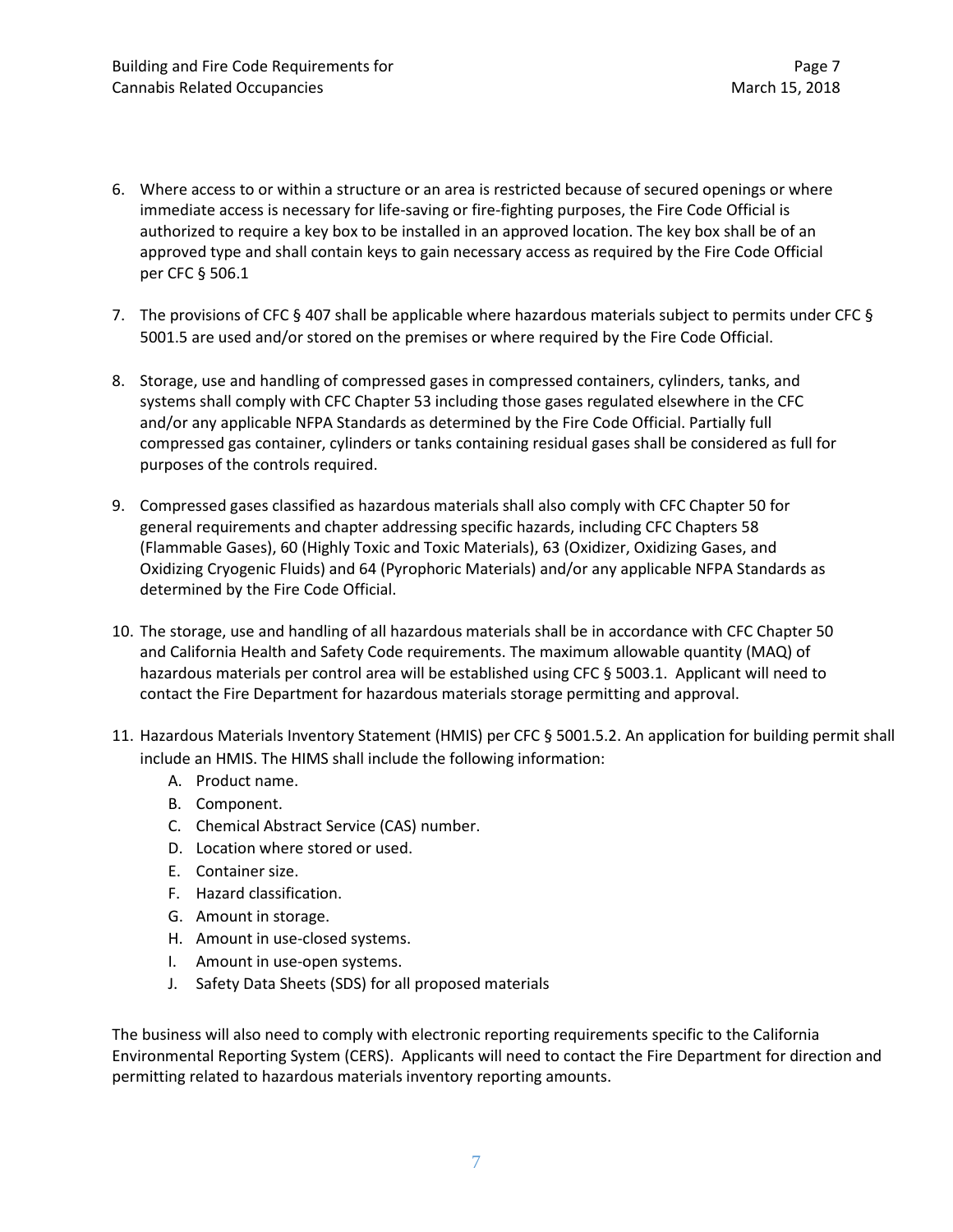6. Where access to or within a structure or an area is restricted because of secured openings or where immediate access is necessary for life-saving or fire-fighting purposes, the Fire Code Official is authorized to require a key box to be installed in an approved location. The key box shall be of an approved type and shall contain keys to gain necessary access as required by the Fire Code Official per CFC § 506.1

7. The provisions of CFC § 407 shall be applicable where hazardous materials subject to permits under CFC § 5001.5 are used and/or stored on the premises or where required by the Fire Code Official.

8. Storage, use and handling of compressed gases in compressed containers, cylinders, tanks, and systems shall comply with CFC Chapter 53 including those gases regulated elsewhere in the CFC and/or any applicable NFPA Standards as determined by the Fire Code Official. Partially full compressed gas container, cylinders or tanks containing residual gases shall be considered as full for purposes of the controls required.

9. Compressed gases classified as hazardous materials shall also comply with CFC Chapter 50 for general requirements and chapter addressing specific hazards, including CFC Chapters 58 (Flammable Gases), 60 (Highly Toxic and Toxic Materials), 63 (Oxidizer, Oxidizing Gases, and Oxidizing Cryogenic Fluids) and 64 (Pyrophoric Materials) and/or any applicable NFPA Standards as determined by the Fire Code Official.

10. The storage, use and handling of all hazardous materials shall be in accordance with CFC Chapter 50 and California Health and Safety Code requirements. The maximum allowable quantity (MAQ) of hazardous materials per control area will be established using CFC § 5003.1. Applicant will need to contact the Fire Department for hazardous materials storage permitting and approval.

11. Hazardous Materials Inventory Statement (HMIS) per CFC § 5001.5.2. An application for building permit shall include an HMIS. The HIMS shall include the following information:
    A. Product name.
    B. Component.
    C. Chemical Abstract Service (CAS) number.
    D. Location where stored or used.
    E. Container size.
    F. Hazard classification.
    G. Amount in storage.
    H. Amount in use-closed systems.
    I. Amount in use-open systems.
    J. Safety Data Sheets (SDS) for all proposed materials

The business will also need to comply with electronic reporting requirements specific to the California Environmental Reporting System (CERS). Applicants will need to contact the Fire Department for direction and permitting related to hazardous materials inventory reporting amounts.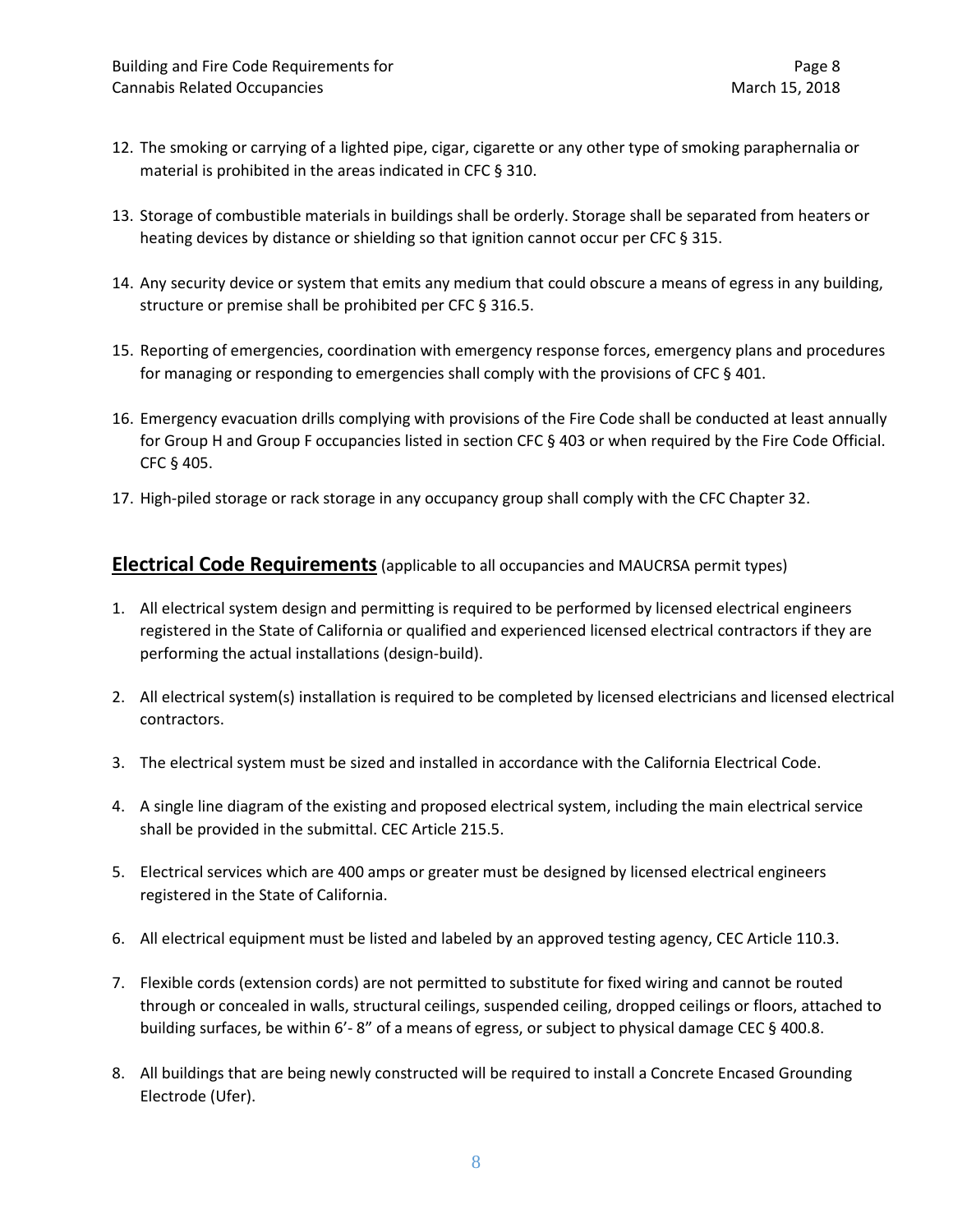12. The smoking or carrying of a lighted pipe, cigar, cigarette or any other type of smoking paraphernalia or material is prohibited in the areas indicated in CFC § 310.

13. Storage of combustible materials in buildings shall be orderly. Storage shall be separated from heaters or heating devices by distance or shielding so that ignition cannot occur per CFC § 315.

14. Any security device or system that emits any medium that could obscure a means of egress in any building, structure or premise shall be prohibited per CFC § 316.5.

15. Reporting of emergencies, coordination with emergency response forces, emergency plans and procedures for managing or responding to emergencies shall comply with the provisions of CFC § 401.

16. Emergency evacuation drills complying with provisions of the Fire Code shall be conducted at least annually for Group H and Group F occupancies listed in section CFC § 403 or when required by the Fire Code Official. CFC § 405.

17. High-piled storage or rack storage in any occupancy group shall comply with the CFC Chapter 32.

## **Electrical Code Requirements** (applicable to all occupancies and MAUCRSA permit types)

1. All electrical system design and permitting is required to be performed by licensed electrical engineers registered in the State of California or qualified and experienced licensed electrical contractors if they are performing the actual installations (design-build).

2. All electrical system(s) installation is required to be completed by licensed electricians and licensed electrical contractors.

3. The electrical system must be sized and installed in accordance with the California Electrical Code.

4. A single line diagram of the existing and proposed electrical system, including the main electrical service shall be provided in the submittal. CEC Article 215.5.

5. Electrical services which are 400 amps or greater must be designed by licensed electrical engineers registered in the State of California.

6. All electrical equipment must be listed and labeled by an approved testing agency, CEC Article 110.3.

7. Flexible cords (extension cords) are not permitted to substitute for fixed wiring and cannot be routed through or concealed in walls, structural ceilings, suspended ceiling, dropped ceilings or floors, attached to building surfaces, be within 6'- 8" of a means of egress, or subject to physical damage CEC § 400.8.

8. All buildings that are being newly constructed will be required to install a Concrete Encased Grounding Electrode (Ufer).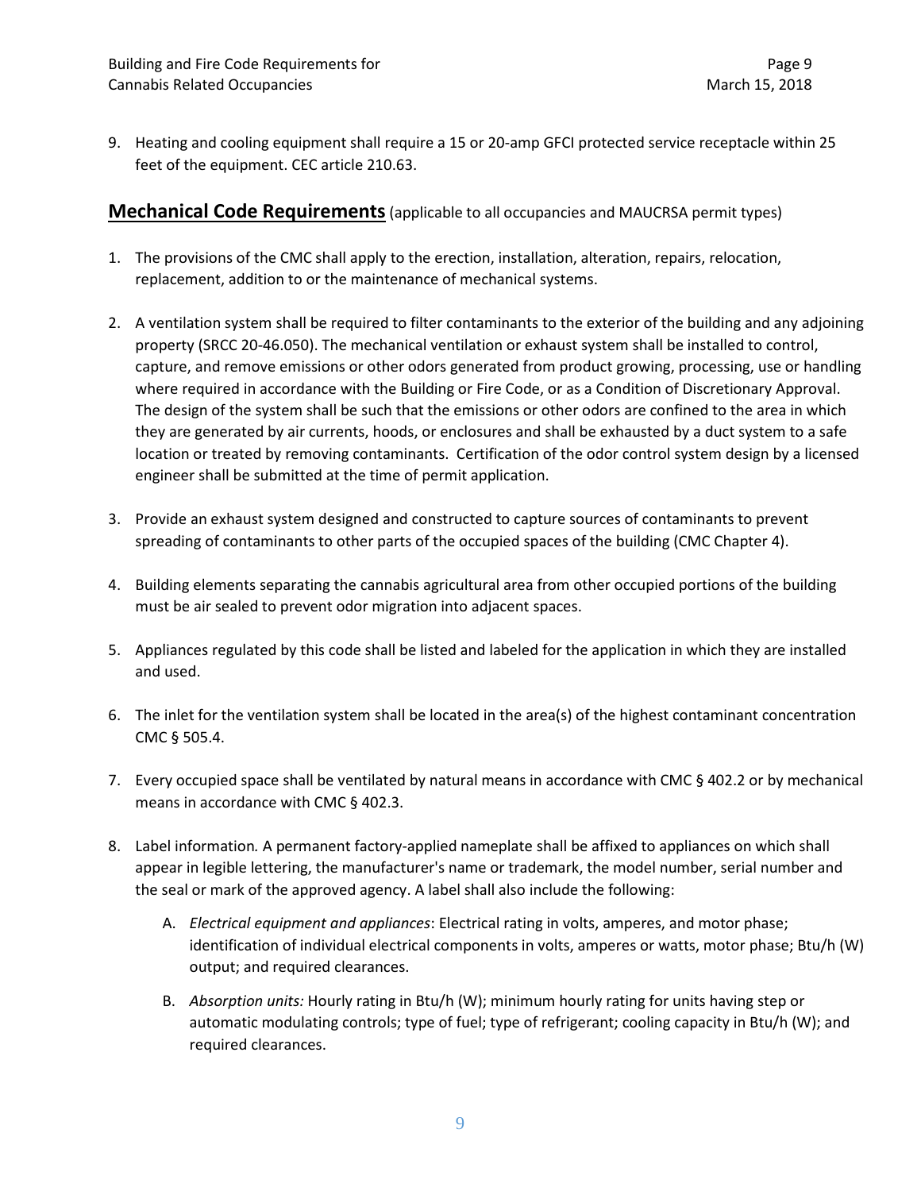9. Heating and cooling equipment shall require a 15 or 20-amp GFCI protected service receptacle within 25 feet of the equipment. CEC article 210.63.

## **Mechanical Code Requirements** (applicable to all occupancies and MAUCRSA permit types)

1. The provisions of the CMC shall apply to the erection, installation, alteration, repairs, relocation, replacement, addition to or the maintenance of mechanical systems.

2. A ventilation system shall be required to filter contaminants to the exterior of the building and any adjoining property (SRCC 20-46.050). The mechanical ventilation or exhaust system shall be installed to control, capture, and remove emissions or other odors generated from product growing, processing, use or handling where required in accordance with the Building or Fire Code, or as a Condition of Discretionary Approval. The design of the system shall be such that the emissions or other odors are confined to the area in which they are generated by air currents, hoods, or enclosures and shall be exhausted by a duct system to a safe location or treated by removing contaminants. Certification of the odor control system design by a licensed engineer shall be submitted at the time of permit application.

3. Provide an exhaust system designed and constructed to capture sources of contaminants to prevent spreading of contaminants to other parts of the occupied spaces of the building (CMC Chapter 4).

4. Building elements separating the cannabis agricultural area from other occupied portions of the building must be air sealed to prevent odor migration into adjacent spaces.

5. Appliances regulated by this code shall be listed and labeled for the application in which they are installed and used.

6. The inlet for the ventilation system shall be located in the area(s) of the highest contaminant concentration CMC § 505.4.

7. Every occupied space shall be ventilated by natural means in accordance with CMC § 402.2 or by mechanical means in accordance with CMC § 402.3.

8. Label information*.* A permanent factory-applied nameplate shall be affixed to appliances on which shall appear in legible lettering, the manufacturer's name or trademark, the model number, serial number and the seal or mark of the approved agency. A label shall also include the following:

   A. *Electrical equipment and appliances*: Electrical rating in volts, amperes, and motor phase; identification of individual electrical components in volts, amperes or watts, motor phase; Btu/h (W) output; and required clearances.

   B. *Absorption units:* Hourly rating in Btu/h (W); minimum hourly rating for units having step or automatic modulating controls; type of fuel; type of refrigerant; cooling capacity in Btu/h (W); and required clearances.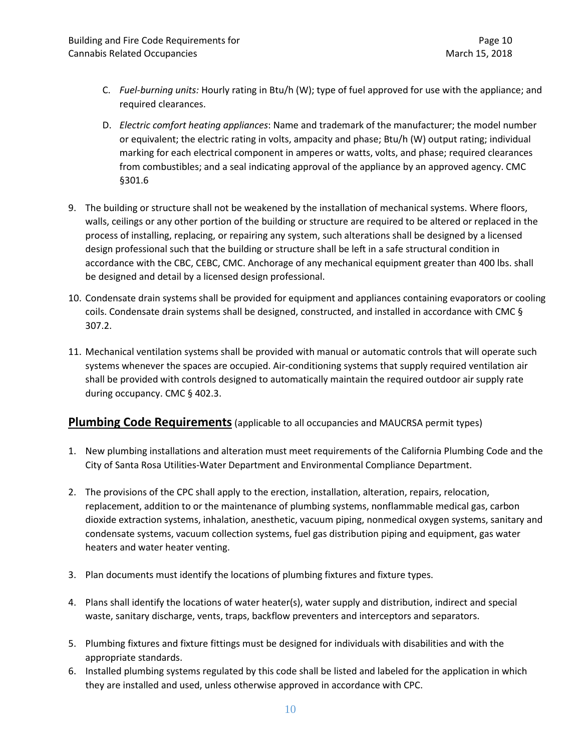C. *Fuel-burning units:* Hourly rating in Btu/h (W); type of fuel approved for use with the appliance; and required clearances.

   D. *Electric comfort heating appliances*: Name and trademark of the manufacturer; the model number or equivalent; the electric rating in volts, ampacity and phase; Btu/h (W) output rating; individual marking for each electrical component in amperes or watts, volts, and phase; required clearances from combustibles; and a seal indicating approval of the appliance by an approved agency. CMC §301.6

9. The building or structure shall not be weakened by the installation of mechanical systems. Where floors, walls, ceilings or any other portion of the building or structure are required to be altered or replaced in the process of installing, replacing, or repairing any system, such alterations shall be designed by a licensed design professional such that the building or structure shall be left in a safe structural condition in accordance with the CBC, CEBC, CMC. Anchorage of any mechanical equipment greater than 400 lbs. shall be designed and detail by a licensed design professional.

10. Condensate drain systems shall be provided for equipment and appliances containing evaporators or cooling coils. Condensate drain systems shall be designed, constructed, and installed in accordance with CMC § 307.2.

11. Mechanical ventilation systems shall be provided with manual or automatic controls that will operate such systems whenever the spaces are occupied. Air-conditioning systems that supply required ventilation air shall be provided with controls designed to automatically maintain the required outdoor air supply rate during occupancy. CMC § 402.3.

## Plumbing Code Requirements (applicable to all occupancies and MAUCRSA permit types)

1. New plumbing installations and alteration must meet requirements of the California Plumbing Code and the City of Santa Rosa Utilities-Water Department and Environmental Compliance Department.

2. The provisions of the CPC shall apply to the erection, installation, alteration, repairs, relocation, replacement, addition to or the maintenance of plumbing systems, nonflammable medical gas, carbon dioxide extraction systems, inhalation, anesthetic, vacuum piping, nonmedical oxygen systems, sanitary and condensate systems, vacuum collection systems, fuel gas distribution piping and equipment, gas water heaters and water heater venting.

3. Plan documents must identify the locations of plumbing fixtures and fixture types.

4. Plans shall identify the locations of water heater(s), water supply and distribution, indirect and special waste, sanitary discharge, vents, traps, backflow preventers and interceptors and separators.

5. Plumbing fixtures and fixture fittings must be designed for individuals with disabilities and with the appropriate standards.

6. Installed plumbing systems regulated by this code shall be listed and labeled for the application in which they are installed and used, unless otherwise approved in accordance with CPC.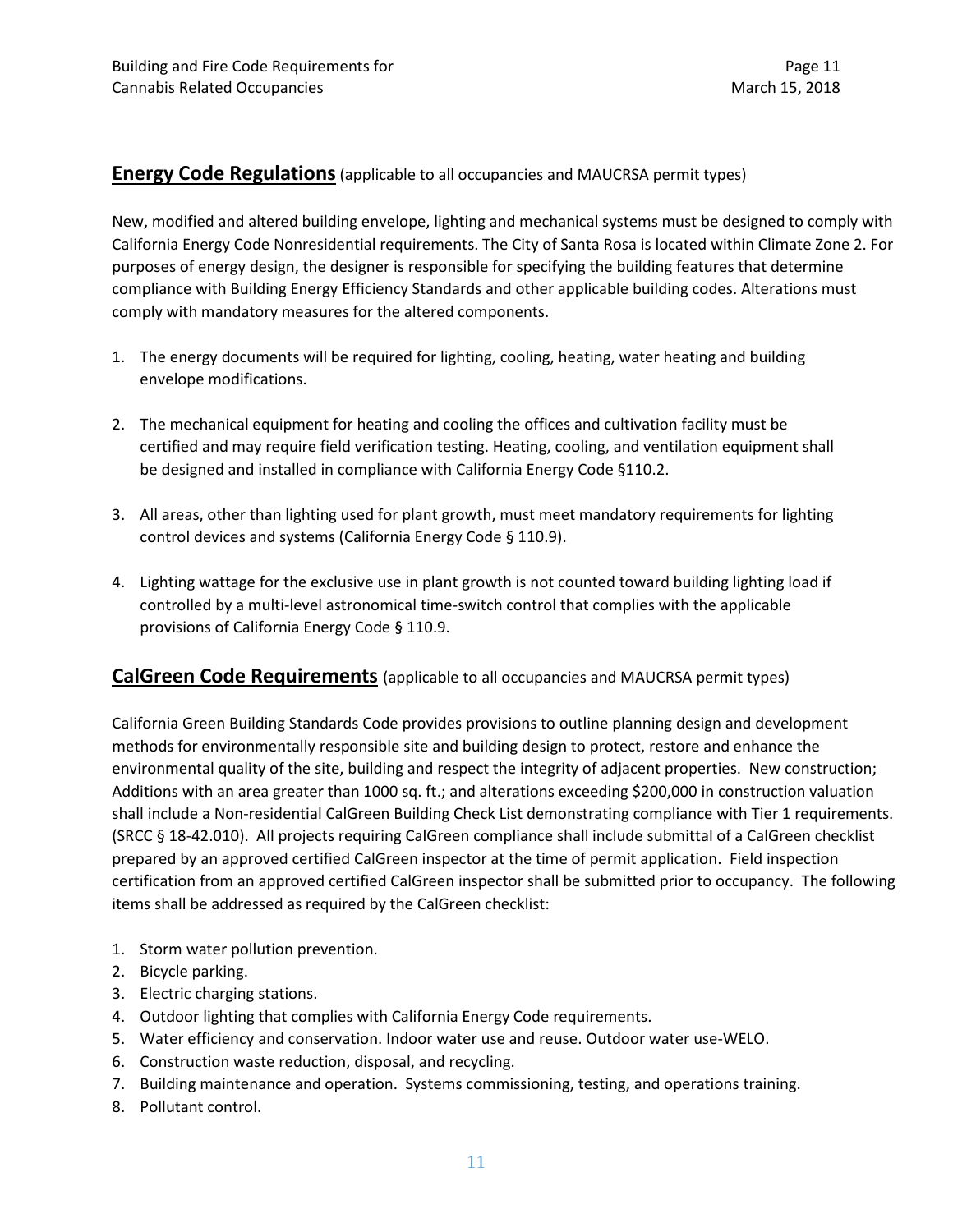## **Energy Code Regulations** (applicable to all occupancies and MAUCRSA permit types)

New, modified and altered building envelope, lighting and mechanical systems must be designed to comply with California Energy Code Nonresidential requirements. The City of Santa Rosa is located within Climate Zone 2. For purposes of energy design, the designer is responsible for specifying the building features that determine compliance with Building Energy Efficiency Standards and other applicable building codes. Alterations must comply with mandatory measures for the altered components.

1. The energy documents will be required for lighting, cooling, heating, water heating and building envelope modifications.

2. The mechanical equipment for heating and cooling the offices and cultivation facility must be certified and may require field verification testing. Heating, cooling, and ventilation equipment shall be designed and installed in compliance with California Energy Code §110.2.

3. All areas, other than lighting used for plant growth, must meet mandatory requirements for lighting control devices and systems (California Energy Code § 110.9).

4. Lighting wattage for the exclusive use in plant growth is not counted toward building lighting load if controlled by a multi-level astronomical time-switch control that complies with the applicable provisions of California Energy Code § 110.9.

## **CalGreen Code Requirements** (applicable to all occupancies and MAUCRSA permit types)

California Green Building Standards Code provides provisions to outline planning design and development methods for environmentally responsible site and building design to protect, restore and enhance the environmental quality of the site, building and respect the integrity of adjacent properties. New construction; Additions with an area greater than 1000 sq. ft.; and alterations exceeding $200,000 in construction valuation shall include a Non-residential CalGreen Building Check List demonstrating compliance with Tier 1 requirements. (SRCC § 18-42.010). All projects requiring CalGreen compliance shall include submittal of a CalGreen checklist prepared by an approved certified CalGreen inspector at the time of permit application. Field inspection certification from an approved certified CalGreen inspector shall be submitted prior to occupancy. The following items shall be addressed as required by the CalGreen checklist:

1. Storm water pollution prevention.
2. Bicycle parking.
3. Electric charging stations.
4. Outdoor lighting that complies with California Energy Code requirements.
5. Water efficiency and conservation. Indoor water use and reuse. Outdoor water use-WELO.
6. Construction waste reduction, disposal, and recycling.
7. Building maintenance and operation. Systems commissioning, testing, and operations training.
8. Pollutant control.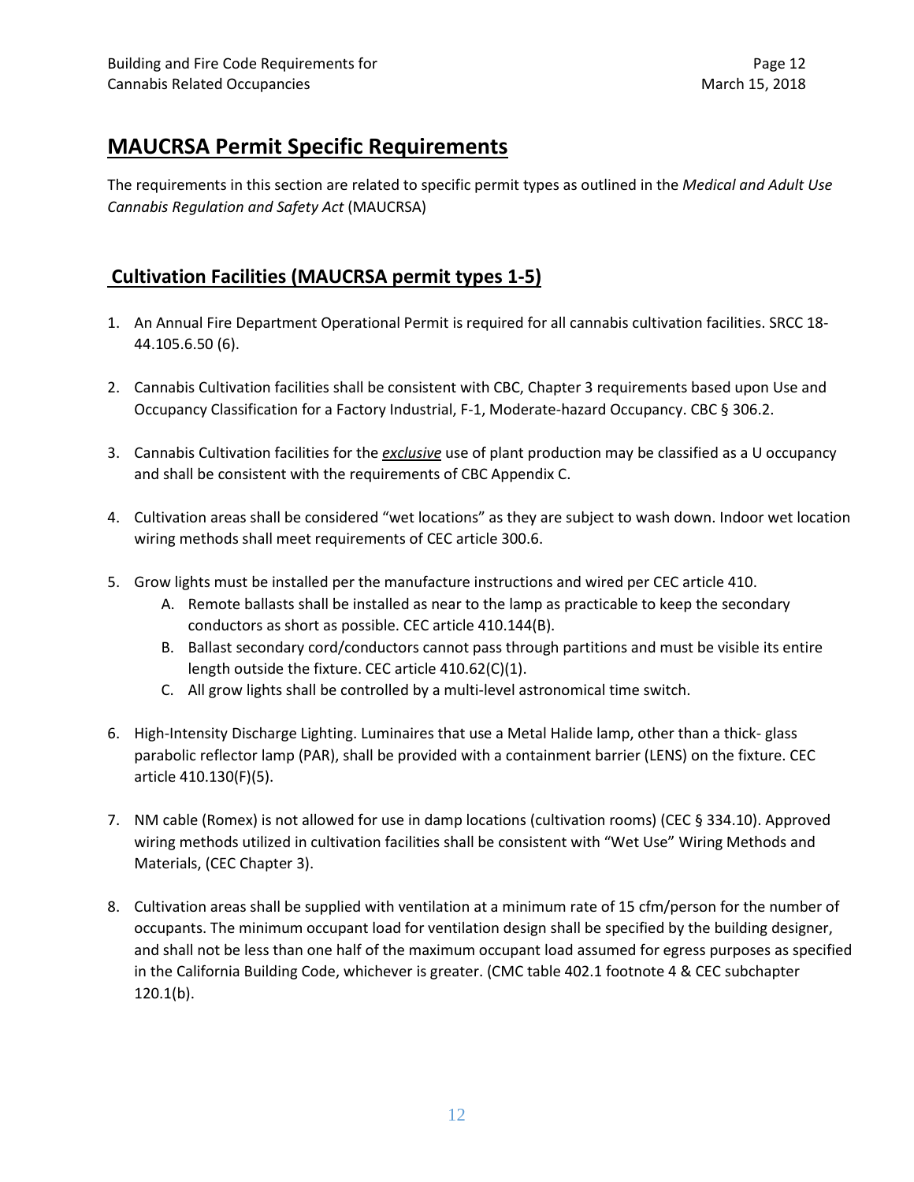## MAUCRSA Permit Specific Requirements

The requirements in this section are related to specific permit types as outlined in the *Medical and Adult Use Cannabis Regulation and Safety Act* (MAUCRSA)

### Cultivation Facilities (MAUCRSA permit types 1-5)

1. An Annual Fire Department Operational Permit is required for all cannabis cultivation facilities. SRCC 18-44.105.6.50 (6).

2. Cannabis Cultivation facilities shall be consistent with CBC, Chapter 3 requirements based upon Use and Occupancy Classification for a Factory Industrial, F-1, Moderate-hazard Occupancy. CBC § 306.2.

3. Cannabis Cultivation facilities for the ***exclusive*** use of plant production may be classified as a U occupancy and shall be consistent with the requirements of CBC Appendix C.

4. Cultivation areas shall be considered "wet locations" as they are subject to wash down. Indoor wet location wiring methods shall meet requirements of CEC article 300.6.

5. Grow lights must be installed per the manufacture instructions and wired per CEC article 410.
   A. Remote ballasts shall be installed as near to the lamp as practicable to keep the secondary conductors as short as possible. CEC article 410.144(B).
   B. Ballast secondary cord/conductors cannot pass through partitions and must be visible its entire length outside the fixture. CEC article 410.62(C)(1).
   C. All grow lights shall be controlled by a multi-level astronomical time switch.

6. High-Intensity Discharge Lighting. Luminaires that use a Metal Halide lamp, other than a thick- glass parabolic reflector lamp (PAR), shall be provided with a containment barrier (LENS) on the fixture. CEC article 410.130(F)(5).

7. NM cable (Romex) is not allowed for use in damp locations (cultivation rooms) (CEC § 334.10). Approved wiring methods utilized in cultivation facilities shall be consistent with "Wet Use" Wiring Methods and Materials, (CEC Chapter 3).

8. Cultivation areas shall be supplied with ventilation at a minimum rate of 15 cfm/person for the number of occupants. The minimum occupant load for ventilation design shall be specified by the building designer, and shall not be less than one half of the maximum occupant load assumed for egress purposes as specified in the California Building Code, whichever is greater. (CMC table 402.1 footnote 4 & CEC subchapter 120.1(b).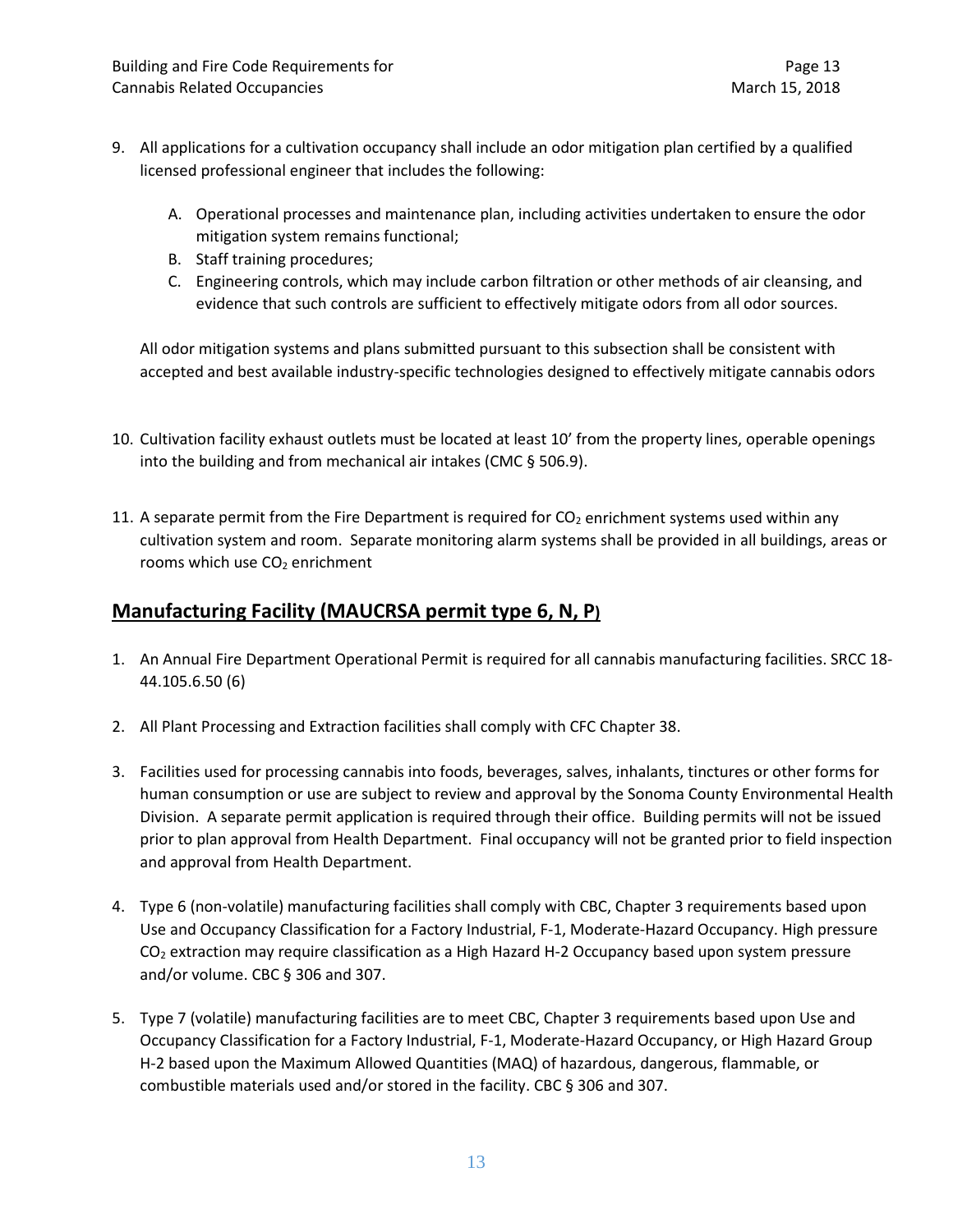9. All applications for a cultivation occupancy shall include an odor mitigation plan certified by a qualified licensed professional engineer that includes the following:

    A. Operational processes and maintenance plan, including activities undertaken to ensure the odor mitigation system remains functional;
    B. Staff training procedures;
    C. Engineering controls, which may include carbon filtration or other methods of air cleansing, and evidence that such controls are sufficient to effectively mitigate odors from all odor sources.

    All odor mitigation systems and plans submitted pursuant to this subsection shall be consistent with accepted and best available industry-specific technologies designed to effectively mitigate cannabis odors

10. Cultivation facility exhaust outlets must be located at least 10' from the property lines, operable openings into the building and from mechanical air intakes (CMC § 506.9).

11. A separate permit from the Fire Department is required for $CO_2$ enrichment systems used within any cultivation system and room. Separate monitoring alarm systems shall be provided in all buildings, areas or rooms which use $CO_2$ enrichment

## Manufacturing Facility (MAUCRSA permit type 6, N, P)

1. An Annual Fire Department Operational Permit is required for all cannabis manufacturing facilities. SRCC 18-44.105.6.50 (6)

2. All Plant Processing and Extraction facilities shall comply with CFC Chapter 38.

3. Facilities used for processing cannabis into foods, beverages, salves, inhalants, tinctures or other forms for human consumption or use are subject to review and approval by the Sonoma County Environmental Health Division. A separate permit application is required through their office. Building permits will not be issued prior to plan approval from Health Department. Final occupancy will not be granted prior to field inspection and approval from Health Department.

4. Type 6 (non-volatile) manufacturing facilities shall comply with CBC, Chapter 3 requirements based upon Use and Occupancy Classification for a Factory Industrial, F-1, Moderate-Hazard Occupancy. High pressure $CO_2$ extraction may require classification as a High Hazard H-2 Occupancy based upon system pressure and/or volume. CBC § 306 and 307.

5. Type 7 (volatile) manufacturing facilities are to meet CBC, Chapter 3 requirements based upon Use and Occupancy Classification for a Factory Industrial, F-1, Moderate-Hazard Occupancy, or High Hazard Group H-2 based upon the Maximum Allowed Quantities (MAQ) of hazardous, dangerous, flammable, or combustible materials used and/or stored in the facility. CBC § 306 and 307.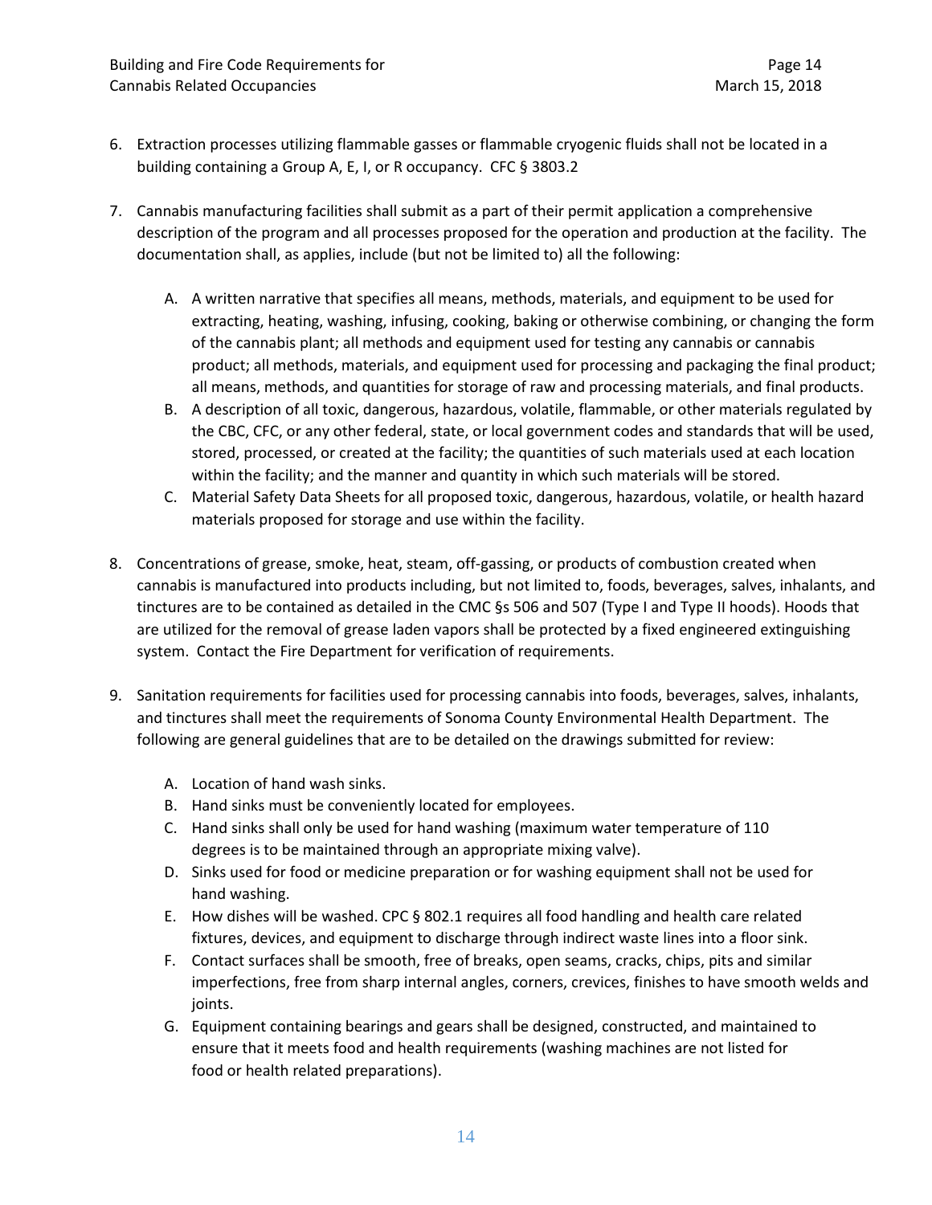6. Extraction processes utilizing flammable gasses or flammable cryogenic fluids shall not be located in a building containing a Group A, E, I, or R occupancy. CFC § 3803.2

7. Cannabis manufacturing facilities shall submit as a part of their permit application a comprehensive description of the program and all processes proposed for the operation and production at the facility. The documentation shall, as applies, include (but not be limited to) all the following:

   A. A written narrative that specifies all means, methods, materials, and equipment to be used for extracting, heating, washing, infusing, cooking, baking or otherwise combining, or changing the form of the cannabis plant; all methods and equipment used for testing any cannabis or cannabis product; all methods, materials, and equipment used for processing and packaging the final product; all means, methods, and quantities for storage of raw and processing materials, and final products.
   B. A description of all toxic, dangerous, hazardous, volatile, flammable, or other materials regulated by the CBC, CFC, or any other federal, state, or local government codes and standards that will be used, stored, processed, or created at the facility; the quantities of such materials used at each location within the facility; and the manner and quantity in which such materials will be stored.
   C. Material Safety Data Sheets for all proposed toxic, dangerous, hazardous, volatile, or health hazard materials proposed for storage and use within the facility.

8. Concentrations of grease, smoke, heat, steam, off-gassing, or products of combustion created when cannabis is manufactured into products including, but not limited to, foods, beverages, salves, inhalants, and tinctures are to be contained as detailed in the CMC §s 506 and 507 (Type I and Type II hoods). Hoods that are utilized for the removal of grease laden vapors shall be protected by a fixed engineered extinguishing system. Contact the Fire Department for verification of requirements.

9. Sanitation requirements for facilities used for processing cannabis into foods, beverages, salves, inhalants, and tinctures shall meet the requirements of Sonoma County Environmental Health Department. The following are general guidelines that are to be detailed on the drawings submitted for review:

   A. Location of hand wash sinks.
   B. Hand sinks must be conveniently located for employees.
   C. Hand sinks shall only be used for hand washing (maximum water temperature of 110 degrees is to be maintained through an appropriate mixing valve).
   D. Sinks used for food or medicine preparation or for washing equipment shall not be used for hand washing.
   E. How dishes will be washed. CPC § 802.1 requires all food handling and health care related fixtures, devices, and equipment to discharge through indirect waste lines into a floor sink.
   F. Contact surfaces shall be smooth, free of breaks, open seams, cracks, chips, pits and similar imperfections, free from sharp internal angles, corners, crevices, finishes to have smooth welds and joints.
   G. Equipment containing bearings and gears shall be designed, constructed, and maintained to ensure that it meets food and health requirements (washing machines are not listed for food or health related preparations).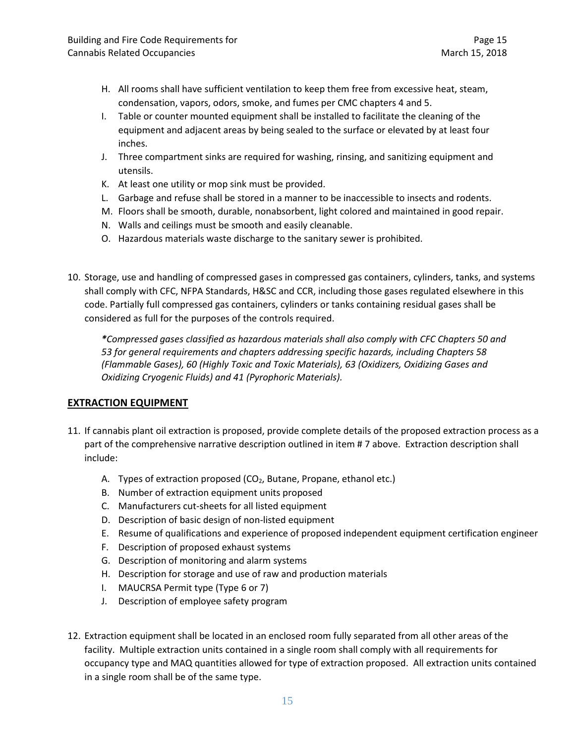H. All rooms shall have sufficient ventilation to keep them free from excessive heat, steam, condensation, vapors, odors, smoke, and fumes per CMC chapters 4 and 5.
I. Table or counter mounted equipment shall be installed to facilitate the cleaning of the equipment and adjacent areas by being sealed to the surface or elevated by at least four inches.
J. Three compartment sinks are required for washing, rinsing, and sanitizing equipment and utensils.
K. At least one utility or mop sink must be provided.
L. Garbage and refuse shall be stored in a manner to be inaccessible to insects and rodents.
M. Floors shall be smooth, durable, nonabsorbent, light colored and maintained in good repair.
N. Walls and ceilings must be smooth and easily cleanable.
O. Hazardous materials waste discharge to the sanitary sewer is prohibited.

10. Storage, use and handling of compressed gases in compressed gas containers, cylinders, tanks, and systems shall comply with CFC, NFPA Standards, H&SC and CCR, including those gases regulated elsewhere in this code. Partially full compressed gas containers, cylinders or tanks containing residual gases shall be considered as full for the purposes of the controls required.

    ***Compressed gases classified as hazardous materials shall also comply with CFC Chapters 50 and 53 for general requirements and chapters addressing specific hazards, including Chapters 58 (Flammable Gases), 60 (Highly Toxic and Toxic Materials), 63 (Oxidizers, Oxidizing Gases and Oxidizing Cryogenic Fluids) and 41 (Pyrophoric Materials).*

## EXTRACTION EQUIPMENT

11. If cannabis plant oil extraction is proposed, provide complete details of the proposed extraction process as a part of the comprehensive narrative description outlined in item # 7 above. Extraction description shall include:

    A. Types of extraction proposed ($CO_2$, Butane, Propane, ethanol etc.)
    B. Number of extraction equipment units proposed
    C. Manufacturers cut-sheets for all listed equipment
    D. Description of basic design of non-listed equipment
    E. Resume of qualifications and experience of proposed independent equipment certification engineer
    F. Description of proposed exhaust systems
    G. Description of monitoring and alarm systems
    H. Description for storage and use of raw and production materials
    I. MAUCRSA Permit type (Type 6 or 7)
    J. Description of employee safety program

12. Extraction equipment shall be located in an enclosed room fully separated from all other areas of the facility. Multiple extraction units contained in a single room shall comply with all requirements for occupancy type and MAQ quantities allowed for type of extraction proposed. All extraction units contained in a single room shall be of the same type.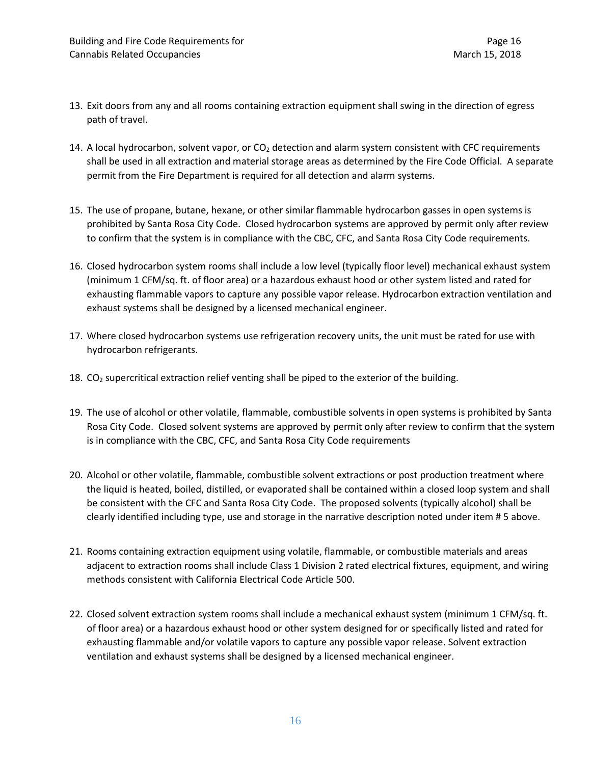13. Exit doors from any and all rooms containing extraction equipment shall swing in the direction of egress path of travel.

14. A local hydrocarbon, solvent vapor, or $CO_2$ detection and alarm system consistent with CFC requirements shall be used in all extraction and material storage areas as determined by the Fire Code Official. A separate permit from the Fire Department is required for all detection and alarm systems.

15. The use of propane, butane, hexane, or other similar flammable hydrocarbon gasses in open systems is prohibited by Santa Rosa City Code. Closed hydrocarbon systems are approved by permit only after review to confirm that the system is in compliance with the CBC, CFC, and Santa Rosa City Code requirements.

16. Closed hydrocarbon system rooms shall include a low level (typically floor level) mechanical exhaust system (minimum 1 CFM/sq. ft. of floor area) or a hazardous exhaust hood or other system listed and rated for exhausting flammable vapors to capture any possible vapor release. Hydrocarbon extraction ventilation and exhaust systems shall be designed by a licensed mechanical engineer.

17. Where closed hydrocarbon systems use refrigeration recovery units, the unit must be rated for use with hydrocarbon refrigerants.

18. $CO_2$ supercritical extraction relief venting shall be piped to the exterior of the building.

19. The use of alcohol or other volatile, flammable, combustible solvents in open systems is prohibited by Santa Rosa City Code. Closed solvent systems are approved by permit only after review to confirm that the system is in compliance with the CBC, CFC, and Santa Rosa City Code requirements

20. Alcohol or other volatile, flammable, combustible solvent extractions or post production treatment where the liquid is heated, boiled, distilled, or evaporated shall be contained within a closed loop system and shall be consistent with the CFC and Santa Rosa City Code. The proposed solvents (typically alcohol) shall be clearly identified including type, use and storage in the narrative description noted under item # 5 above.

21. Rooms containing extraction equipment using volatile, flammable, or combustible materials and areas adjacent to extraction rooms shall include Class 1 Division 2 rated electrical fixtures, equipment, and wiring methods consistent with California Electrical Code Article 500.

22. Closed solvent extraction system rooms shall include a mechanical exhaust system (minimum 1 CFM/sq. ft. of floor area) or a hazardous exhaust hood or other system designed for or specifically listed and rated for exhausting flammable and/or volatile vapors to capture any possible vapor release. Solvent extraction ventilation and exhaust systems shall be designed by a licensed mechanical engineer.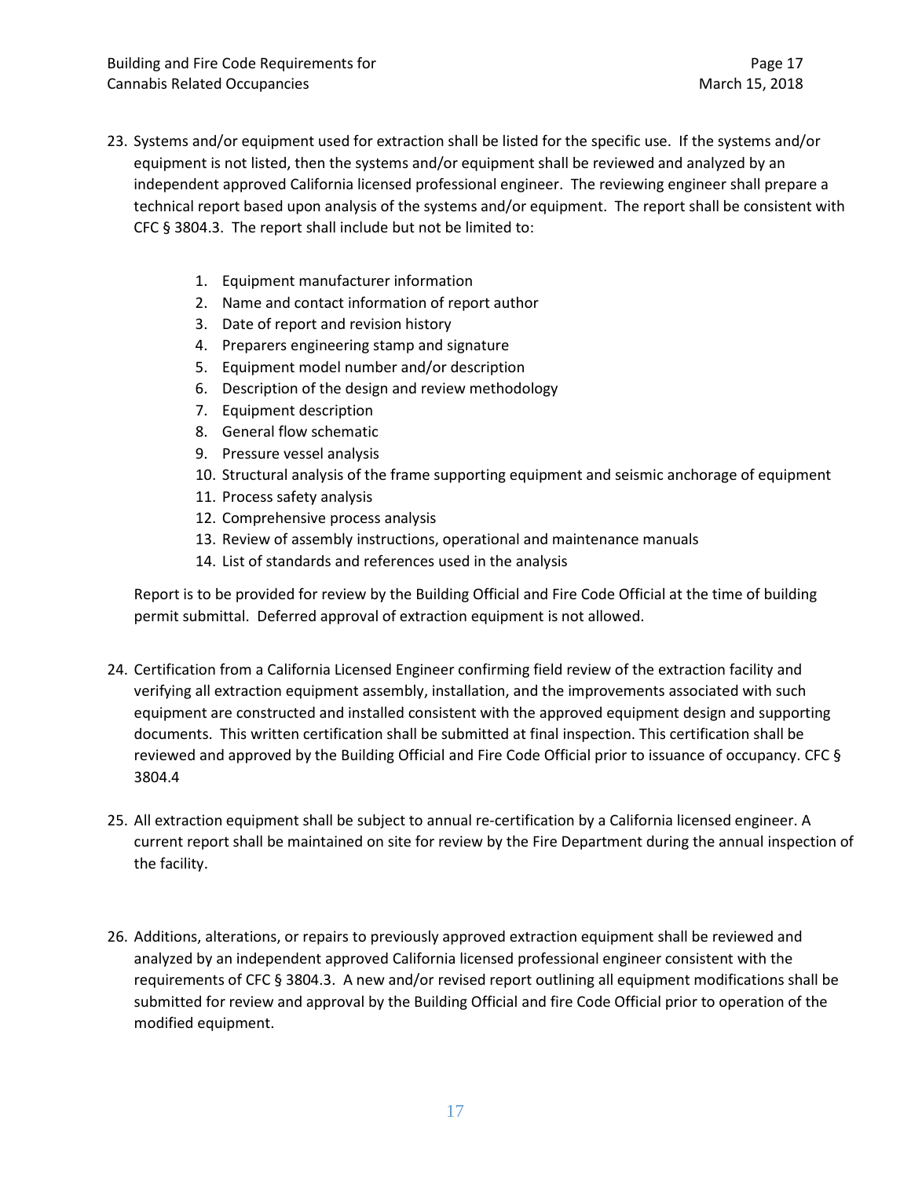23. Systems and/or equipment used for extraction shall be listed for the specific use. If the systems and/or equipment is not listed, then the systems and/or equipment shall be reviewed and analyzed by an independent approved California licensed professional engineer. The reviewing engineer shall prepare a technical report based upon analysis of the systems and/or equipment. The report shall be consistent with CFC § 3804.3. The report shall include but not be limited to:

    1. Equipment manufacturer information
    2. Name and contact information of report author
    3. Date of report and revision history
    4. Preparers engineering stamp and signature
    5. Equipment model number and/or description
    6. Description of the design and review methodology
    7. Equipment description
    8. General flow schematic
    9. Pressure vessel analysis
    10. Structural analysis of the frame supporting equipment and seismic anchorage of equipment
    11. Process safety analysis
    12. Comprehensive process analysis
    13. Review of assembly instructions, operational and maintenance manuals
    14. List of standards and references used in the analysis

    Report is to be provided for review by the Building Official and Fire Code Official at the time of building permit submittal. Deferred approval of extraction equipment is not allowed.

24. Certification from a California Licensed Engineer confirming field review of the extraction facility and verifying all extraction equipment assembly, installation, and the improvements associated with such equipment are constructed and installed consistent with the approved equipment design and supporting documents. This written certification shall be submitted at final inspection. This certification shall be reviewed and approved by the Building Official and Fire Code Official prior to issuance of occupancy. CFC § 3804.4

25. All extraction equipment shall be subject to annual re-certification by a California licensed engineer. A current report shall be maintained on site for review by the Fire Department during the annual inspection of the facility.

26. Additions, alterations, or repairs to previously approved extraction equipment shall be reviewed and analyzed by an independent approved California licensed professional engineer consistent with the requirements of CFC § 3804.3. A new and/or revised report outlining all equipment modifications shall be submitted for review and approval by the Building Official and fire Code Official prior to operation of the modified equipment.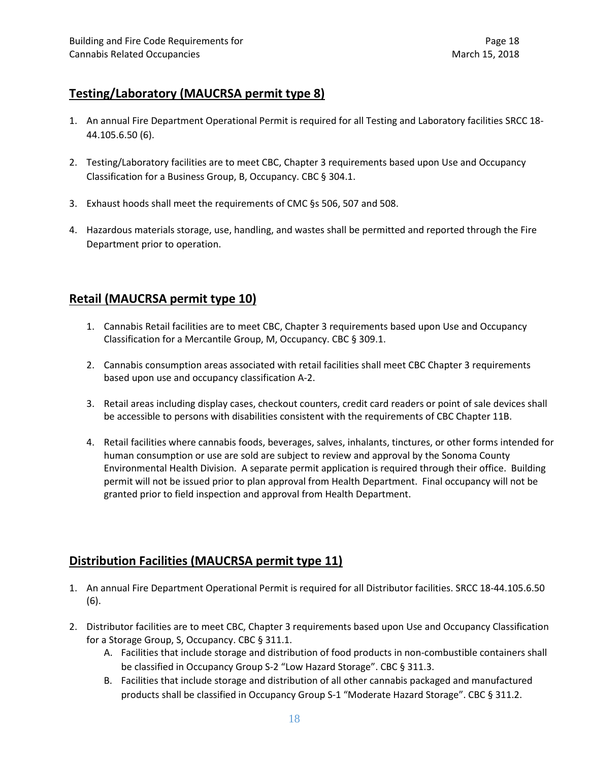## Testing/Laboratory (MAUCRSA permit type 8)

1. An annual Fire Department Operational Permit is required for all Testing and Laboratory facilities SRCC 18-44.105.6.50 (6).

2. Testing/Laboratory facilities are to meet CBC, Chapter 3 requirements based upon Use and Occupancy Classification for a Business Group, B, Occupancy. CBC § 304.1.

3. Exhaust hoods shall meet the requirements of CMC §s 506, 507 and 508.

4. Hazardous materials storage, use, handling, and wastes shall be permitted and reported through the Fire Department prior to operation.

## Retail (MAUCRSA permit type 10)

1. Cannabis Retail facilities are to meet CBC, Chapter 3 requirements based upon Use and Occupancy Classification for a Mercantile Group, M, Occupancy. CBC § 309.1.

2. Cannabis consumption areas associated with retail facilities shall meet CBC Chapter 3 requirements based upon use and occupancy classification A-2.

3. Retail areas including display cases, checkout counters, credit card readers or point of sale devices shall be accessible to persons with disabilities consistent with the requirements of CBC Chapter 11B.

4. Retail facilities where cannabis foods, beverages, salves, inhalants, tinctures, or other forms intended for human consumption or use are sold are subject to review and approval by the Sonoma County Environmental Health Division. A separate permit application is required through their office. Building permit will not be issued prior to plan approval from Health Department. Final occupancy will not be granted prior to field inspection and approval from Health Department.

## Distribution Facilities (MAUCRSA permit type 11)

1. An annual Fire Department Operational Permit is required for all Distributor facilities. SRCC 18-44.105.6.50 (6).

2. Distributor facilities are to meet CBC, Chapter 3 requirements based upon Use and Occupancy Classification for a Storage Group, S, Occupancy. CBC § 311.1.
   A. Facilities that include storage and distribution of food products in non-combustible containers shall be classified in Occupancy Group S-2 "Low Hazard Storage". CBC § 311.3.
   B. Facilities that include storage and distribution of all other cannabis packaged and manufactured products shall be classified in Occupancy Group S-1 "Moderate Hazard Storage". CBC § 311.2.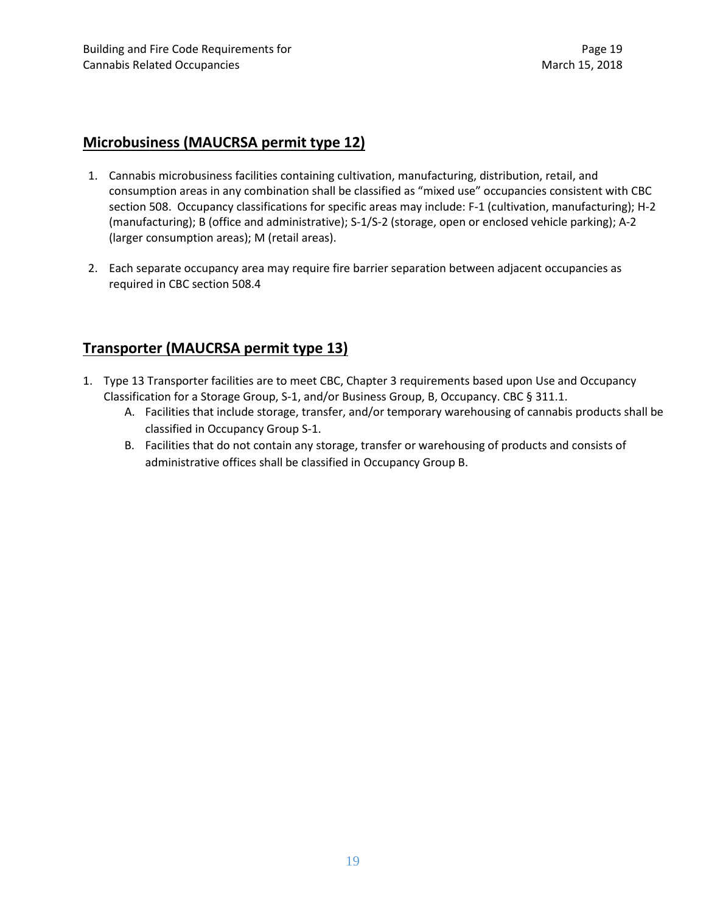## Microbusiness (MAUCRSA permit type 12)

1. Cannabis microbusiness facilities containing cultivation, manufacturing, distribution, retail, and consumption areas in any combination shall be classified as "mixed use" occupancies consistent with CBC section 508. Occupancy classifications for specific areas may include: F-1 (cultivation, manufacturing); H-2 (manufacturing); B (office and administrative); S-1/S-2 (storage, open or enclosed vehicle parking); A-2 (larger consumption areas); M (retail areas).
2. Each separate occupancy area may require fire barrier separation between adjacent occupancies as required in CBC section 508.4

## Transporter (MAUCRSA permit type 13)

1. Type 13 Transporter facilities are to meet CBC, Chapter 3 requirements based upon Use and Occupancy Classification for a Storage Group, S-1, and/or Business Group, B, Occupancy. CBC § 311.1.
   - A. Facilities that include storage, transfer, and/or temporary warehousing of cannabis products shall be classified in Occupancy Group S-1.
   - B. Facilities that do not contain any storage, transfer or warehousing of products and consists of administrative offices shall be classified in Occupancy Group B.